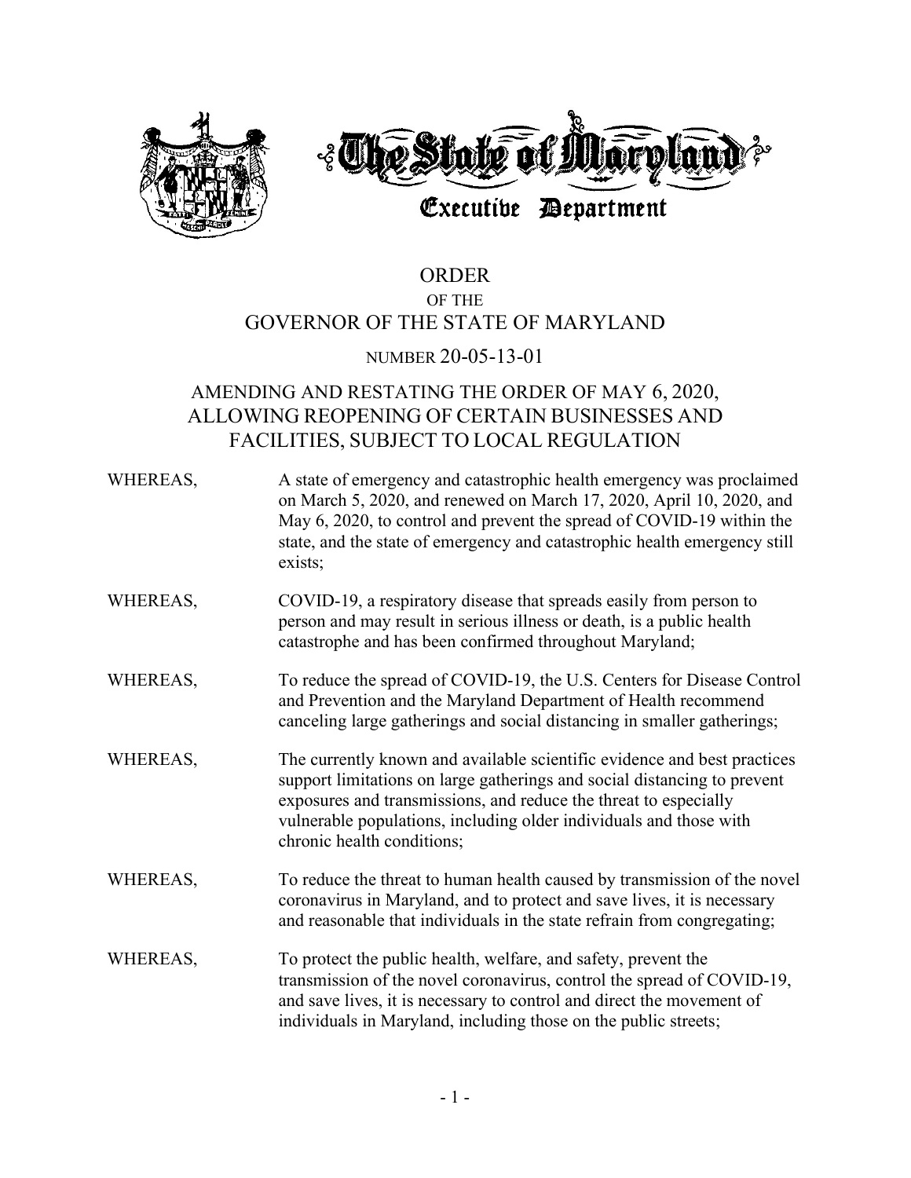# The State of Maryland

## Executive Department

# ORDER
OF THE
# GOVERNOR OF THE STATE OF MARYLAND

NUMBER 20-05-13-01

## AMENDING AND RESTATING THE ORDER OF MAY 6, 2020, ALLOWING REOPENING OF CERTAIN BUSINESSES AND FACILITIES, SUBJECT TO LOCAL REGULATION

WHEREAS, A state of emergency and catastrophic health emergency was proclaimed on March 5, 2020, and renewed on March 17, 2020, April 10, 2020, and May 6, 2020, to control and prevent the spread of COVID-19 within the state, and the state of emergency and catastrophic health emergency still exists;

WHEREAS, COVID-19, a respiratory disease that spreads easily from person to person and may result in serious illness or death, is a public health catastrophe and has been confirmed throughout Maryland;

WHEREAS, To reduce the spread of COVID-19, the U.S. Centers for Disease Control and Prevention and the Maryland Department of Health recommend canceling large gatherings and social distancing in smaller gatherings;

WHEREAS, The currently known and available scientific evidence and best practices support limitations on large gatherings and social distancing to prevent exposures and transmissions, and reduce the threat to especially vulnerable populations, including older individuals and those with chronic health conditions;

WHEREAS, To reduce the threat to human health caused by transmission of the novel coronavirus in Maryland, and to protect and save lives, it is necessary and reasonable that individuals in the state refrain from congregating;

WHEREAS, To protect the public health, welfare, and safety, prevent the transmission of the novel coronavirus, control the spread of COVID-19, and save lives, it is necessary to control and direct the movement of individuals in Maryland, including those on the public streets;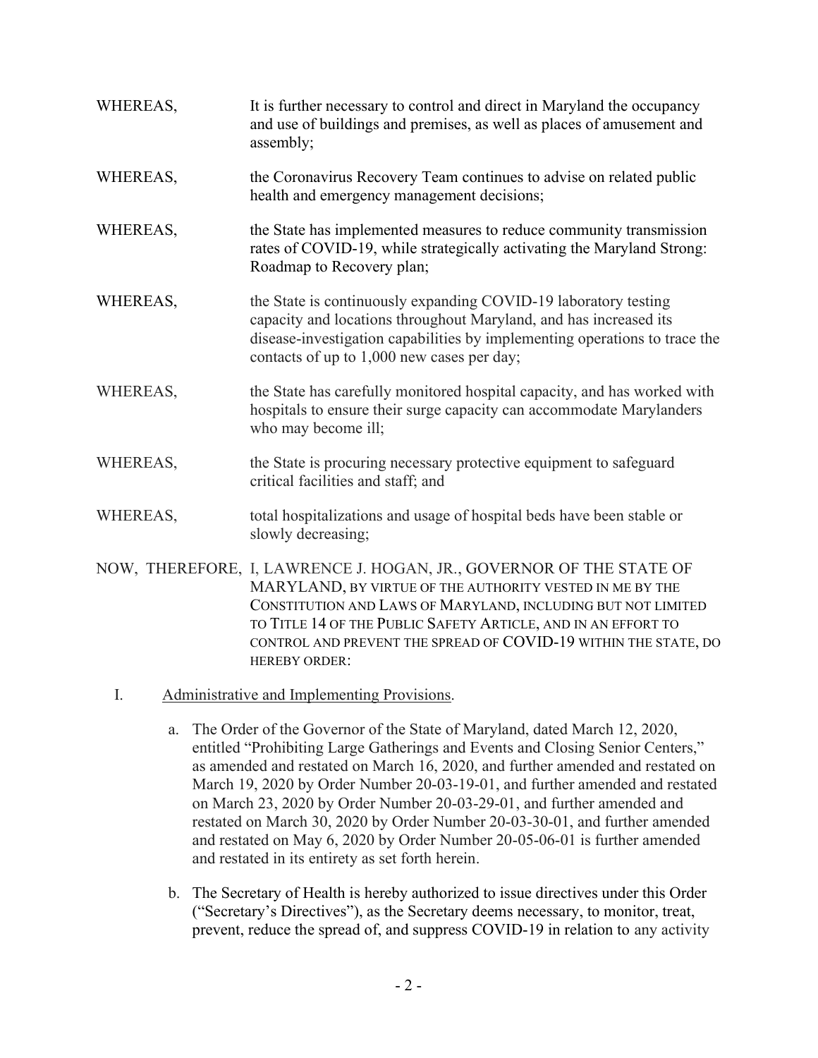WHEREAS, It is further necessary to control and direct in Maryland the occupancy and use of buildings and premises, as well as places of amusement and assembly;

WHEREAS, the Coronavirus Recovery Team continues to advise on related public health and emergency management decisions;

WHEREAS, the State has implemented measures to reduce community transmission rates of COVID-19, while strategically activating the Maryland Strong: Roadmap to Recovery plan;

WHEREAS, the State is continuously expanding COVID-19 laboratory testing capacity and locations throughout Maryland, and has increased its disease-investigation capabilities by implementing operations to trace the contacts of up to 1,000 new cases per day;

WHEREAS, the State has carefully monitored hospital capacity, and has worked with hospitals to ensure their surge capacity can accommodate Marylanders who may become ill;

WHEREAS, the State is procuring necessary protective equipment to safeguard critical facilities and staff; and

WHEREAS, total hospitalizations and usage of hospital beds have been stable or slowly decreasing;

NOW, THEREFORE, I, LAWRENCE J. HOGAN, JR., GOVERNOR OF THE STATE OF MARYLAND, BY VIRTUE OF THE AUTHORITY VESTED IN ME BY THE CONSTITUTION AND LAWS OF MARYLAND, INCLUDING BUT NOT LIMITED TO TITLE 14 OF THE PUBLIC SAFETY ARTICLE, AND IN AN EFFORT TO CONTROL AND PREVENT THE SPREAD OF COVID-19 WITHIN THE STATE, DO HEREBY ORDER:

I. Administrative and Implementing Provisions.

a. The Order of the Governor of the State of Maryland, dated March 12, 2020, entitled "Prohibiting Large Gatherings and Events and Closing Senior Centers," as amended and restated on March 16, 2020, and further amended and restated on March 19, 2020 by Order Number 20-03-19-01, and further amended and restated on March 23, 2020 by Order Number 20-03-29-01, and further amended and restated on March 30, 2020 by Order Number 20-03-30-01, and further amended and restated on May 6, 2020 by Order Number 20-05-06-01 is further amended and restated in its entirety as set forth herein.

b. The Secretary of Health is hereby authorized to issue directives under this Order ("Secretary's Directives"), as the Secretary deems necessary, to monitor, treat, prevent, reduce the spread of, and suppress COVID-19 in relation to any activity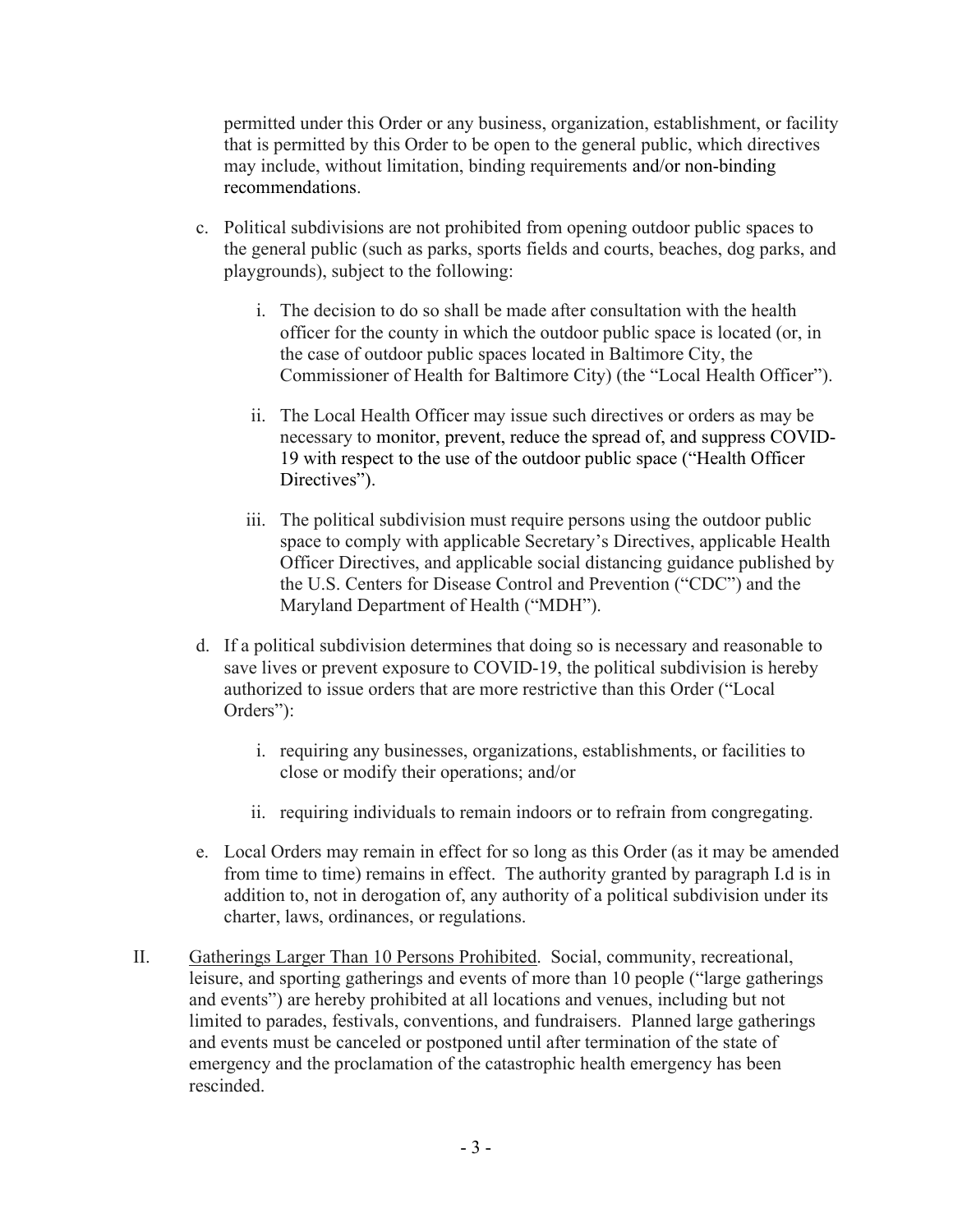permitted under this Order or any business, organization, establishment, or facility that is permitted by this Order to be open to the general public, which directives may include, without limitation, binding requirements and/or non-binding recommendations.

c. Political subdivisions are not prohibited from opening outdoor public spaces to the general public (such as parks, sports fields and courts, beaches, dog parks, and playgrounds), subject to the following:

   i. The decision to do so shall be made after consultation with the health officer for the county in which the outdoor public space is located (or, in the case of outdoor public spaces located in Baltimore City, the Commissioner of Health for Baltimore City) (the "Local Health Officer").

   ii. The Local Health Officer may issue such directives or orders as may be necessary to monitor, prevent, reduce the spread of, and suppress COVID-19 with respect to the use of the outdoor public space ("Health Officer Directives").

   iii. The political subdivision must require persons using the outdoor public space to comply with applicable Secretary's Directives, applicable Health Officer Directives, and applicable social distancing guidance published by the U.S. Centers for Disease Control and Prevention ("CDC") and the Maryland Department of Health ("MDH").

d. If a political subdivision determines that doing so is necessary and reasonable to save lives or prevent exposure to COVID-19, the political subdivision is hereby authorized to issue orders that are more restrictive than this Order ("Local Orders"):

   i. requiring any businesses, organizations, establishments, or facilities to close or modify their operations; and/or

   ii. requiring individuals to remain indoors or to refrain from congregating.

e. Local Orders may remain in effect for so long as this Order (as it may be amended from time to time) remains in effect. The authority granted by paragraph I.d is in addition to, not in derogation of, any authority of a political subdivision under its charter, laws, ordinances, or regulations.

II. Gatherings Larger Than 10 Persons Prohibited. Social, community, recreational, leisure, and sporting gatherings and events of more than 10 people ("large gatherings and events") are hereby prohibited at all locations and venues, including but not limited to parades, festivals, conventions, and fundraisers. Planned large gatherings and events must be canceled or postponed until after termination of the state of emergency and the proclamation of the catastrophic health emergency has been rescinded.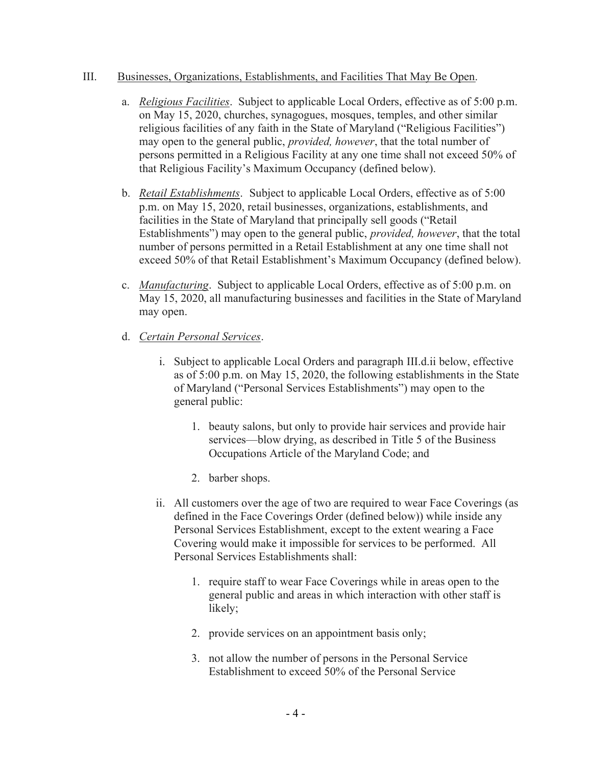III. <u>Businesses, Organizations, Establishments, and Facilities That May Be Open</u>.

a. <u>*Religious Facilities*</u>. Subject to applicable Local Orders, effective as of 5:00 p.m. on May 15, 2020, churches, synagogues, mosques, temples, and other similar religious facilities of any faith in the State of Maryland ("Religious Facilities") may open to the general public, *provided, however*, that the total number of persons permitted in a Religious Facility at any one time shall not exceed 50% of that Religious Facility's Maximum Occupancy (defined below).

b. <u>*Retail Establishments*</u>. Subject to applicable Local Orders, effective as of 5:00 p.m. on May 15, 2020, retail businesses, organizations, establishments, and facilities in the State of Maryland that principally sell goods ("Retail Establishments") may open to the general public, *provided, however*, that the total number of persons permitted in a Retail Establishment at any one time shall not exceed 50% of that Retail Establishment's Maximum Occupancy (defined below).

c. <u>*Manufacturing*</u>. Subject to applicable Local Orders, effective as of 5:00 p.m. on May 15, 2020, all manufacturing businesses and facilities in the State of Maryland may open.

d. <u>*Certain Personal Services*</u>.

i. Subject to applicable Local Orders and paragraph III.d.ii below, effective as of 5:00 p.m. on May 15, 2020, the following establishments in the State of Maryland ("Personal Services Establishments") may open to the general public:

1. beauty salons, but only to provide hair services and provide hair services—blow drying, as described in Title 5 of the Business Occupations Article of the Maryland Code; and

2. barber shops.

ii. All customers over the age of two are required to wear Face Coverings (as defined in the Face Coverings Order (defined below)) while inside any Personal Services Establishment, except to the extent wearing a Face Covering would make it impossible for services to be performed. All Personal Services Establishments shall:

1. require staff to wear Face Coverings while in areas open to the general public and areas in which interaction with other staff is likely;

2. provide services on an appointment basis only;

3. not allow the number of persons in the Personal Service Establishment to exceed 50% of the Personal Service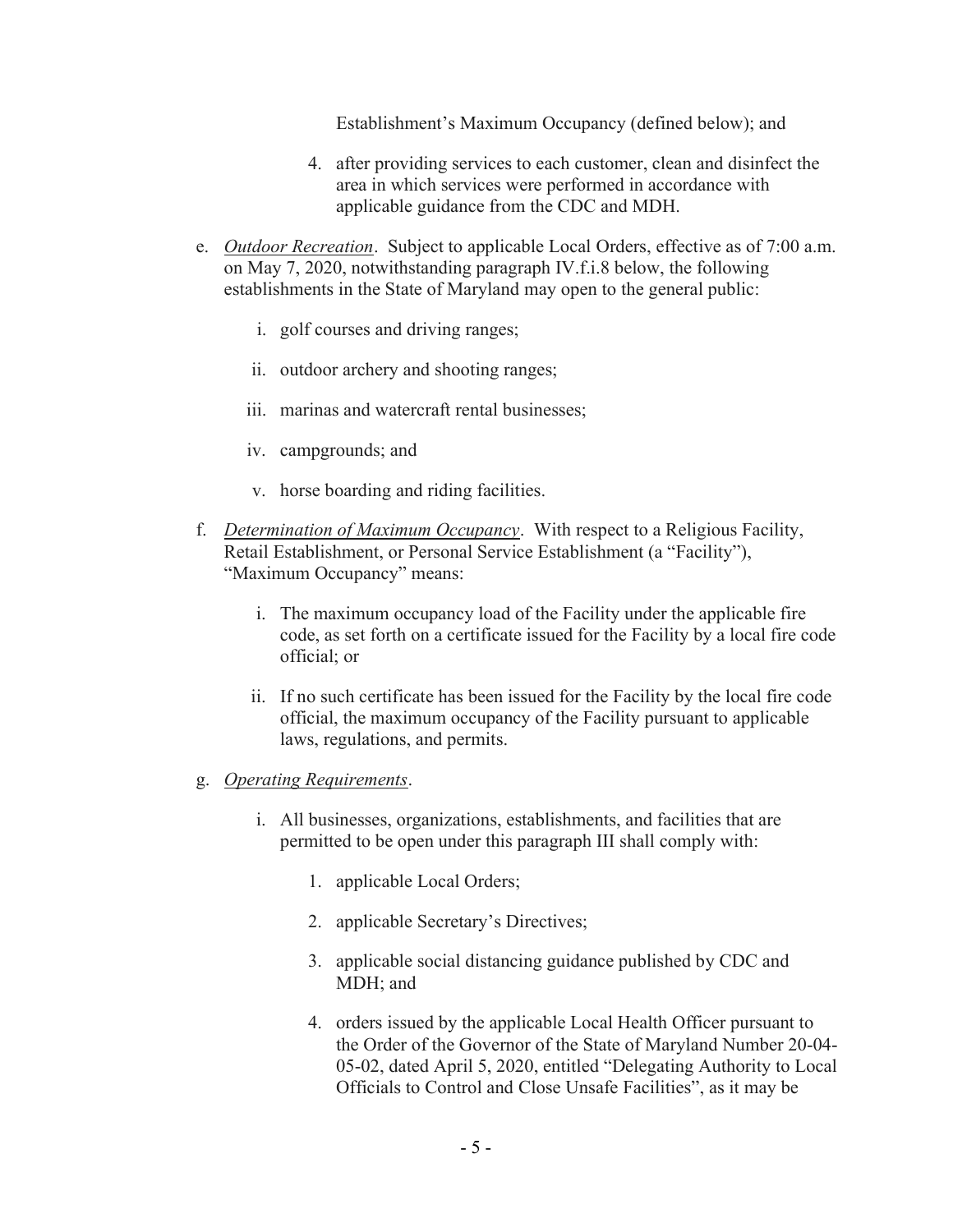Establishment's Maximum Occupancy (defined below); and

4. after providing services to each customer, clean and disinfect the area in which services were performed in accordance with applicable guidance from the CDC and MDH.

e. *Outdoor Recreation*. Subject to applicable Local Orders, effective as of 7:00 a.m. on May 7, 2020, notwithstanding paragraph IV.f.i.8 below, the following establishments in the State of Maryland may open to the general public:

   i. golf courses and driving ranges;

   ii. outdoor archery and shooting ranges;

   iii. marinas and watercraft rental businesses;

   iv. campgrounds; and

   v. horse boarding and riding facilities.

f. *Determination of Maximum Occupancy*. With respect to a Religious Facility, Retail Establishment, or Personal Service Establishment (a "Facility"), "Maximum Occupancy" means:

   i. The maximum occupancy load of the Facility under the applicable fire code, as set forth on a certificate issued for the Facility by a local fire code official; or

   ii. If no such certificate has been issued for the Facility by the local fire code official, the maximum occupancy of the Facility pursuant to applicable laws, regulations, and permits.

g. *Operating Requirements*.

   i. All businesses, organizations, establishments, and facilities that are permitted to be open under this paragraph III shall comply with:

      1. applicable Local Orders;

      2. applicable Secretary's Directives;

      3. applicable social distancing guidance published by CDC and MDH; and

      4. orders issued by the applicable Local Health Officer pursuant to the Order of the Governor of the State of Maryland Number 20-04-05-02, dated April 5, 2020, entitled "Delegating Authority to Local Officials to Control and Close Unsafe Facilities", as it may be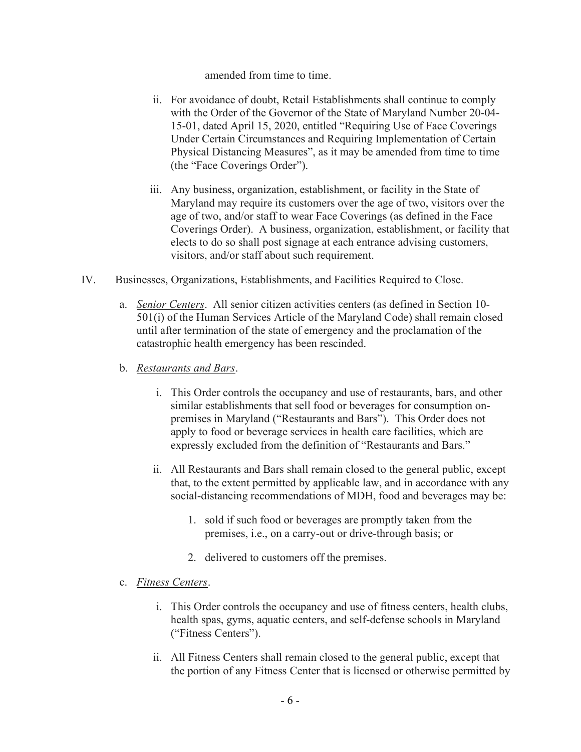amended from time to time.

ii. For avoidance of doubt, Retail Establishments shall continue to comply with the Order of the Governor of the State of Maryland Number 20-04-15-01, dated April 15, 2020, entitled "Requiring Use of Face Coverings Under Certain Circumstances and Requiring Implementation of Certain Physical Distancing Measures", as it may be amended from time to time (the "Face Coverings Order").

iii. Any business, organization, establishment, or facility in the State of Maryland may require its customers over the age of two, visitors over the age of two, and/or staff to wear Face Coverings (as defined in the Face Coverings Order). A business, organization, establishment, or facility that elects to do so shall post signage at each entrance advising customers, visitors, and/or staff about such requirement.

IV. Businesses, Organizations, Establishments, and Facilities Required to Close.

a. *Senior Centers*. All senior citizen activities centers (as defined in Section 10-501(i) of the Human Services Article of the Maryland Code) shall remain closed until after termination of the state of emergency and the proclamation of the catastrophic health emergency has been rescinded.

b. *Restaurants and Bars*.

i. This Order controls the occupancy and use of restaurants, bars, and other similar establishments that sell food or beverages for consumption on-premises in Maryland ("Restaurants and Bars"). This Order does not apply to food or beverage services in health care facilities, which are expressly excluded from the definition of "Restaurants and Bars."

ii. All Restaurants and Bars shall remain closed to the general public, except that, to the extent permitted by applicable law, and in accordance with any social-distancing recommendations of MDH, food and beverages may be:

1. sold if such food or beverages are promptly taken from the premises, i.e., on a carry-out or drive-through basis; or

2. delivered to customers off the premises.

c. *Fitness Centers*.

i. This Order controls the occupancy and use of fitness centers, health clubs, health spas, gyms, aquatic centers, and self-defense schools in Maryland ("Fitness Centers").

ii. All Fitness Centers shall remain closed to the general public, except that the portion of any Fitness Center that is licensed or otherwise permitted by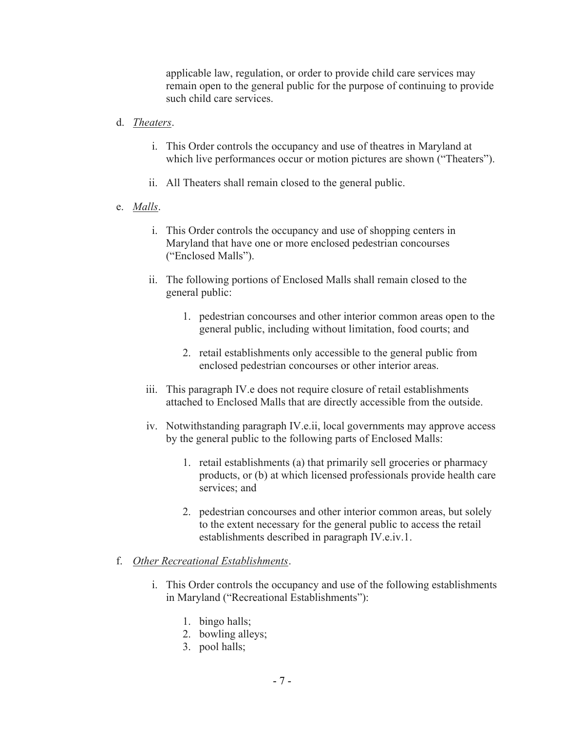applicable law, regulation, or order to provide child care services may remain open to the general public for the purpose of continuing to provide such child care services.

d. *Theaters*.

  i. This Order controls the occupancy and use of theatres in Maryland at which live performances occur or motion pictures are shown ("Theaters").

  ii. All Theaters shall remain closed to the general public.

e. *Malls*.

  i. This Order controls the occupancy and use of shopping centers in Maryland that have one or more enclosed pedestrian concourses ("Enclosed Malls").

  ii. The following portions of Enclosed Malls shall remain closed to the general public:

    1. pedestrian concourses and other interior common areas open to the general public, including without limitation, food courts; and

    2. retail establishments only accessible to the general public from enclosed pedestrian concourses or other interior areas.

  iii. This paragraph IV.e does not require closure of retail establishments attached to Enclosed Malls that are directly accessible from the outside.

  iv. Notwithstanding paragraph IV.e.ii, local governments may approve access by the general public to the following parts of Enclosed Malls:

    1. retail establishments (a) that primarily sell groceries or pharmacy products, or (b) at which licensed professionals provide health care services; and

    2. pedestrian concourses and other interior common areas, but solely to the extent necessary for the general public to access the retail establishments described in paragraph IV.e.iv.1.

f. *Other Recreational Establishments*.

  i. This Order controls the occupancy and use of the following establishments in Maryland ("Recreational Establishments"):

    1. bingo halls;
    2. bowling alleys;
    3. pool halls;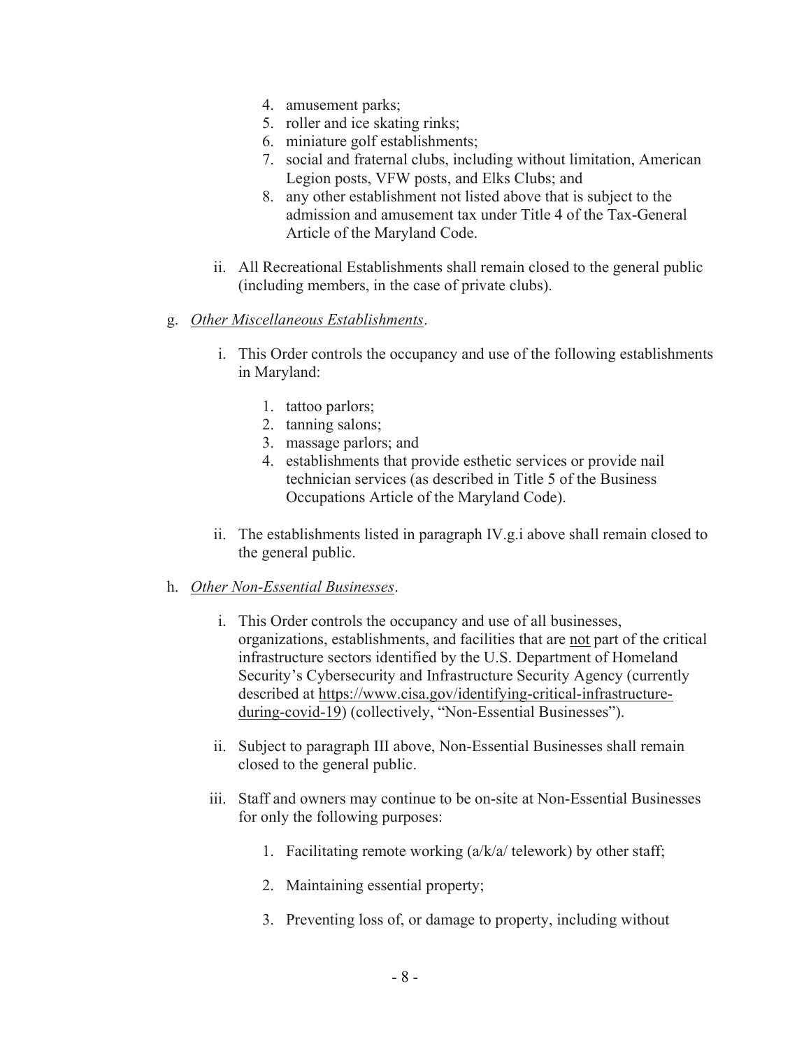4. amusement parks;
5. roller and ice skating rinks;
6. miniature golf establishments;
7. social and fraternal clubs, including without limitation, American Legion posts, VFW posts, and Elks Clubs; and
8. any other establishment not listed above that is subject to the admission and amusement tax under Title 4 of the Tax-General Article of the Maryland Code.

ii. All Recreational Establishments shall remain closed to the general public (including members, in the case of private clubs).

g. *Other Miscellaneous Establishments*.

i. This Order controls the occupancy and use of the following establishments in Maryland:

1. tattoo parlors;
2. tanning salons;
3. massage parlors; and
4. establishments that provide esthetic services or provide nail technician services (as described in Title 5 of the Business Occupations Article of the Maryland Code).

ii. The establishments listed in paragraph IV.g.i above shall remain closed to the general public.

h. *Other Non-Essential Businesses*.

i. This Order controls the occupancy and use of all businesses, organizations, establishments, and facilities that are not part of the critical infrastructure sectors identified by the U.S. Department of Homeland Security's Cybersecurity and Infrastructure Security Agency (currently described at https://www.cisa.gov/identifying-critical-infrastructure-during-covid-19) (collectively, "Non-Essential Businesses").

ii. Subject to paragraph III above, Non-Essential Businesses shall remain closed to the general public.

iii. Staff and owners may continue to be on-site at Non-Essential Businesses for only the following purposes:

1. Facilitating remote working (a/k/a/ telework) by other staff;

2. Maintaining essential property;

3. Preventing loss of, or damage to property, including without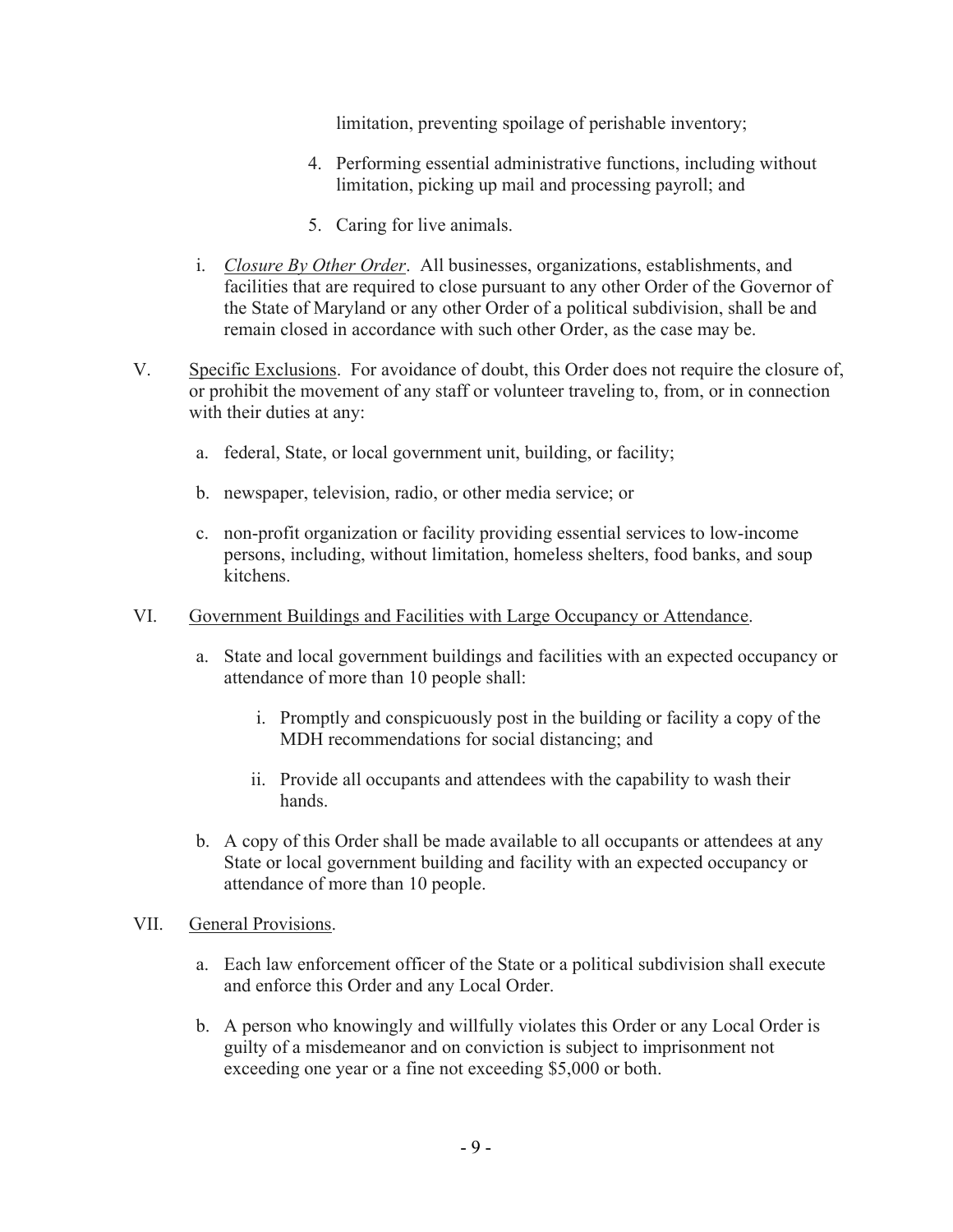limitation, preventing spoilage of perishable inventory;

4. Performing essential administrative functions, including without limitation, picking up mail and processing payroll; and

5. Caring for live animals.

i. *Closure By Other Order*. All businesses, organizations, establishments, and facilities that are required to close pursuant to any other Order of the Governor of the State of Maryland or any other Order of a political subdivision, shall be and remain closed in accordance with such other Order, as the case may be.

V. Specific Exclusions. For avoidance of doubt, this Order does not require the closure of, or prohibit the movement of any staff or volunteer traveling to, from, or in connection with their duties at any:

a. federal, State, or local government unit, building, or facility;

b. newspaper, television, radio, or other media service; or

c. non-profit organization or facility providing essential services to low-income persons, including, without limitation, homeless shelters, food banks, and soup kitchens.

VI. Government Buildings and Facilities with Large Occupancy or Attendance.

a. State and local government buildings and facilities with an expected occupancy or attendance of more than 10 people shall:

i. Promptly and conspicuously post in the building or facility a copy of the MDH recommendations for social distancing; and

ii. Provide all occupants and attendees with the capability to wash their hands.

b. A copy of this Order shall be made available to all occupants or attendees at any State or local government building and facility with an expected occupancy or attendance of more than 10 people.

VII. General Provisions.

a. Each law enforcement officer of the State or a political subdivision shall execute and enforce this Order and any Local Order.

b. A person who knowingly and willfully violates this Order or any Local Order is guilty of a misdemeanor and on conviction is subject to imprisonment not exceeding one year or a fine not exceeding $5,000 or both.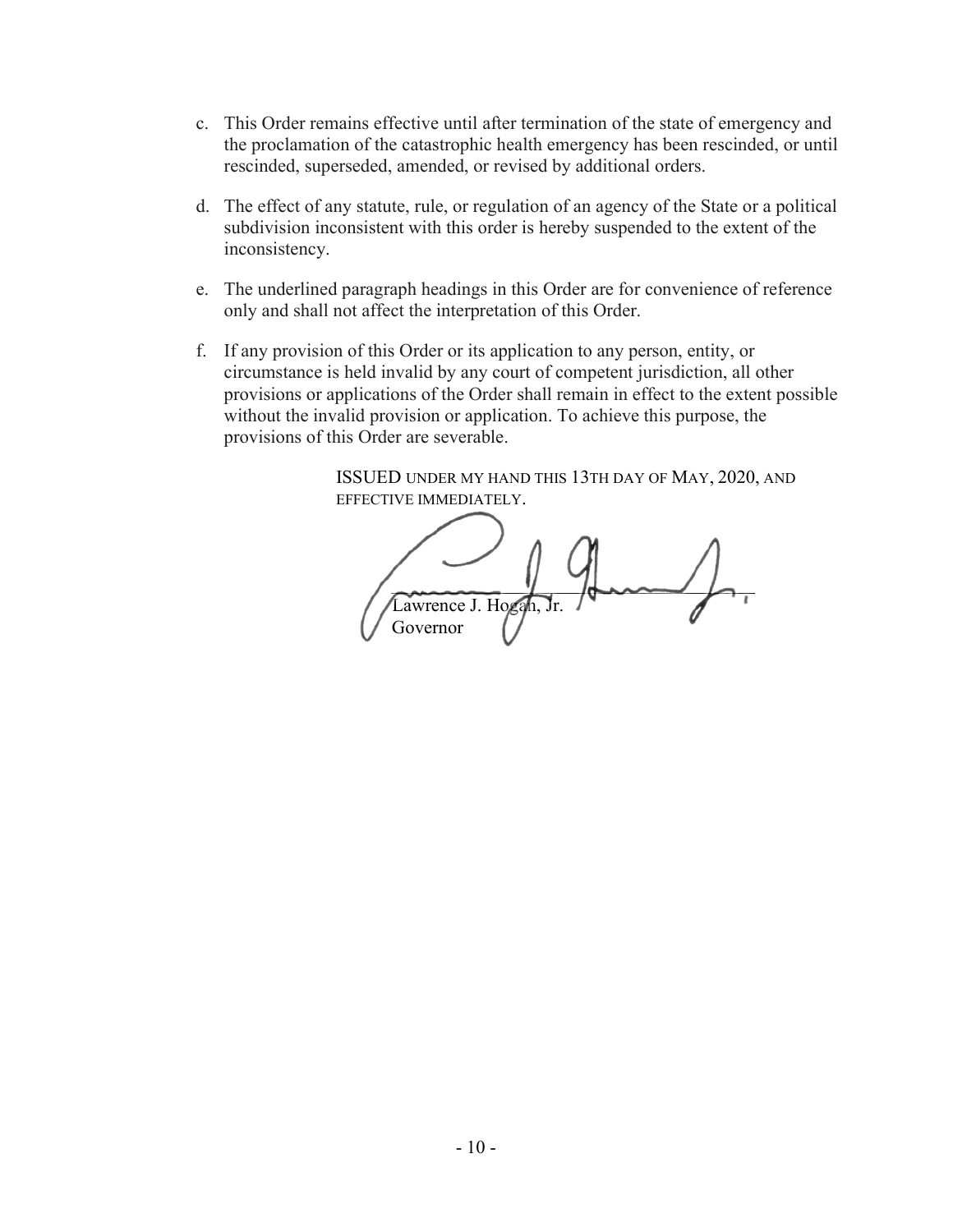c. This Order remains effective until after termination of the state of emergency and the proclamation of the catastrophic health emergency has been rescinded, or until rescinded, superseded, amended, or revised by additional orders.

d. The effect of any statute, rule, or regulation of an agency of the State or a political subdivision inconsistent with this order is hereby suspended to the extent of the inconsistency.

e. The underlined paragraph headings in this Order are for convenience of reference only and shall not affect the interpretation of this Order.

f. If any provision of this Order or its application to any person, entity, or circumstance is held invalid by any court of competent jurisdiction, all other provisions or applications of the Order shall remain in effect to the extent possible without the invalid provision or application. To achieve this purpose, the provisions of this Order are severable.

ISSUED UNDER MY HAND THIS 13TH DAY OF MAY, 2020, AND EFFECTIVE IMMEDIATELY.

Lawrence J. Hogan, Jr.
Governor